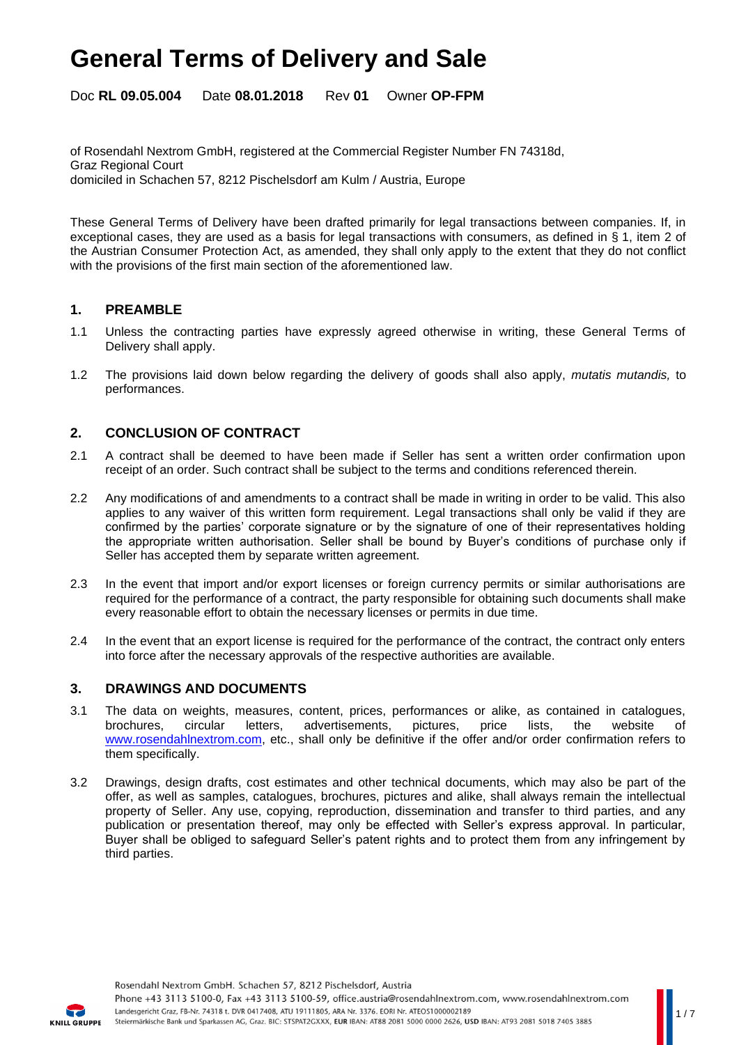# General Terms of Delivery and Sale

Doc **RL 09.05.004** Date **08.01.2018** Rev **01** Owner **OP-FPM**

of Rosendahl Nextrom GmbH, registered at the Commercial Register Number FN 74318d, Graz Regional Court
domiciled in Schachen 57, 8212 Pischelsdorf am Kulm / Austria, Europe

These General Terms of Delivery have been drafted primarily for legal transactions between companies. If, in exceptional cases, they are used as a basis for legal transactions with consumers, as defined in § 1, item 2 of the Austrian Consumer Protection Act, as amended, they shall only apply to the extent that they do not conflict with the provisions of the first main section of the aforementioned law.

## 1. PREAMBLE

1.1 Unless the contracting parties have expressly agreed otherwise in writing, these General Terms of Delivery shall apply.

1.2 The provisions laid down below regarding the delivery of goods shall also apply, *mutatis mutandis,* to performances.

## 2. CONCLUSION OF CONTRACT

2.1 A contract shall be deemed to have been made if Seller has sent a written order confirmation upon receipt of an order. Such contract shall be subject to the terms and conditions referenced therein.

2.2 Any modifications of and amendments to a contract shall be made in writing in order to be valid. This also applies to any waiver of this written form requirement. Legal transactions shall only be valid if they are confirmed by the parties' corporate signature or by the signature of one of their representatives holding the appropriate written authorisation. Seller shall be bound by Buyer's conditions of purchase only if Seller has accepted them by separate written agreement.

2.3 In the event that import and/or export licenses or foreign currency permits or similar authorisations are required for the performance of a contract, the party responsible for obtaining such documents shall make every reasonable effort to obtain the necessary licenses or permits in due time.

2.4 In the event that an export license is required for the performance of the contract, the contract only enters into force after the necessary approvals of the respective authorities are available.

## 3. DRAWINGS AND DOCUMENTS

3.1 The data on weights, measures, content, prices, performances or alike, as contained in catalogues, brochures, circular letters, advertisements, pictures, price lists, the website of www.rosendahlnextrom.com, etc., shall only be definitive if the offer and/or order confirmation refers to them specifically.

3.2 Drawings, design drafts, cost estimates and other technical documents, which may also be part of the offer, as well as samples, catalogues, brochures, pictures and alike, shall always remain the intellectual property of Seller. Any use, copying, reproduction, dissemination and transfer to third parties, and any publication or presentation thereof, may only be effected with Seller's express approval. In particular, Buyer shall be obliged to safeguard Seller's patent rights and to protect them from any infringement by third parties.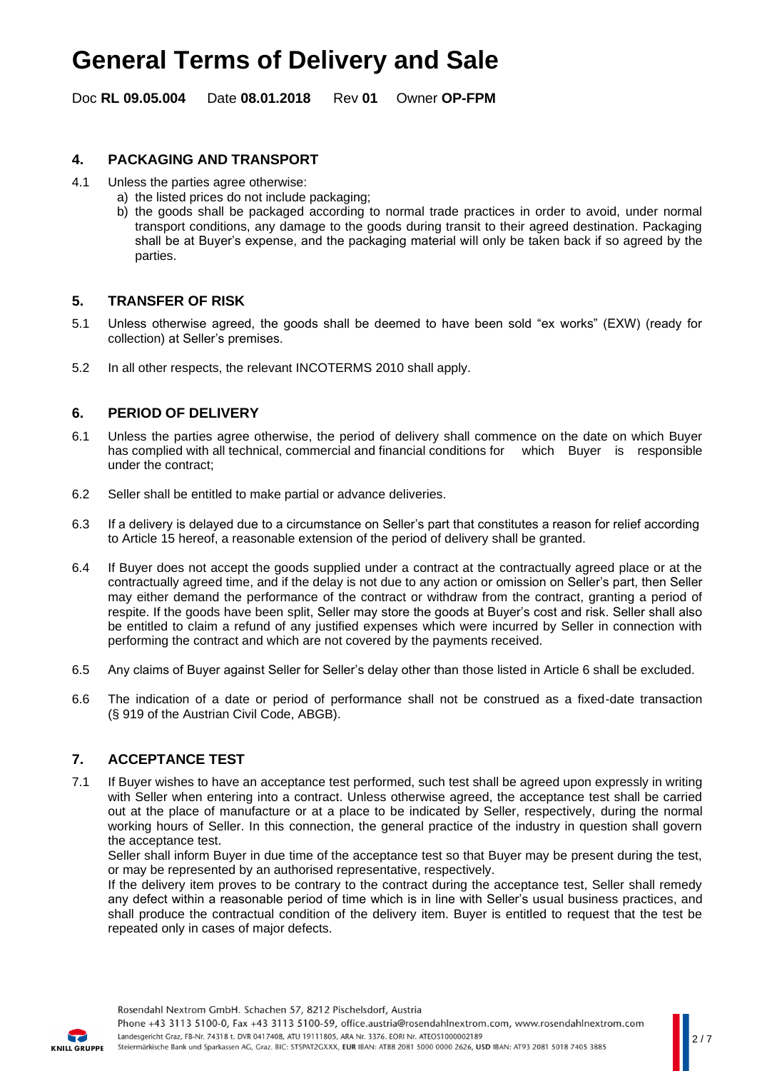# General Terms of Delivery and Sale

Doc **RL 09.05.004** Date **08.01.2018** Rev **01** Owner **OP-FPM**

## 4. PACKAGING AND TRANSPORT

4.1 Unless the parties agree otherwise:

a) the listed prices do not include packaging;

b) the goods shall be packaged according to normal trade practices in order to avoid, under normal transport conditions, any damage to the goods during transit to their agreed destination. Packaging shall be at Buyer's expense, and the packaging material will only be taken back if so agreed by the parties.

## 5. TRANSFER OF RISK

5.1 Unless otherwise agreed, the goods shall be deemed to have been sold "ex works" (EXW) (ready for collection) at Seller's premises.

5.2 In all other respects, the relevant INCOTERMS 2010 shall apply.

## 6. PERIOD OF DELIVERY

6.1 Unless the parties agree otherwise, the period of delivery shall commence on the date on which Buyer has complied with all technical, commercial and financial conditions for which Buyer is responsible under the contract;

6.2 Seller shall be entitled to make partial or advance deliveries.

6.3 If a delivery is delayed due to a circumstance on Seller's part that constitutes a reason for relief according to Article 15 hereof, a reasonable extension of the period of delivery shall be granted.

6.4 If Buyer does not accept the goods supplied under a contract at the contractually agreed place or at the contractually agreed time, and if the delay is not due to any action or omission on Seller's part, then Seller may either demand the performance of the contract or withdraw from the contract, granting a period of respite. If the goods have been split, Seller may store the goods at Buyer's cost and risk. Seller shall also be entitled to claim a refund of any justified expenses which were incurred by Seller in connection with performing the contract and which are not covered by the payments received.

6.5 Any claims of Buyer against Seller for Seller's delay other than those listed in Article 6 shall be excluded.

6.6 The indication of a date or period of performance shall not be construed as a fixed-date transaction (§ 919 of the Austrian Civil Code, ABGB).

## 7. ACCEPTANCE TEST

7.1 If Buyer wishes to have an acceptance test performed, such test shall be agreed upon expressly in writing with Seller when entering into a contract. Unless otherwise agreed, the acceptance test shall be carried out at the place of manufacture or at a place to be indicated by Seller, respectively, during the normal working hours of Seller. In this connection, the general practice of the industry in question shall govern the acceptance test.

Seller shall inform Buyer in due time of the acceptance test so that Buyer may be present during the test, or may be represented by an authorised representative, respectively.

If the delivery item proves to be contrary to the contract during the acceptance test, Seller shall remedy any defect within a reasonable period of time which is in line with Seller's usual business practices, and shall produce the contractual condition of the delivery item. Buyer is entitled to request that the test be repeated only in cases of major defects.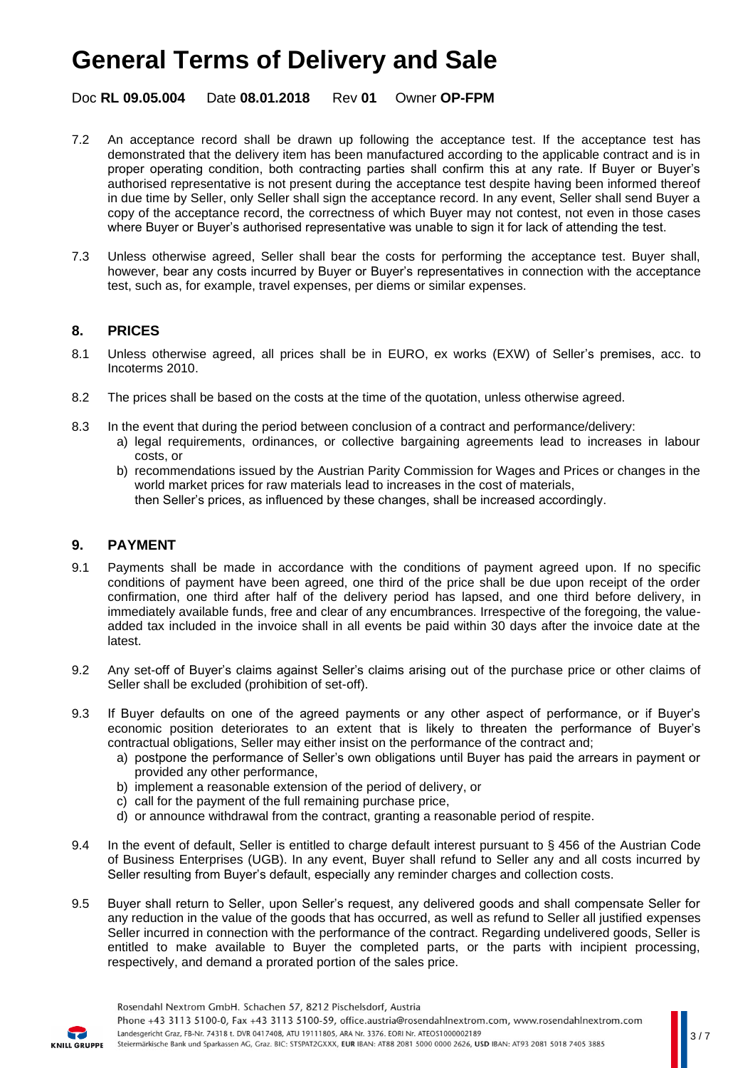7.2 An acceptance record shall be drawn up following the acceptance test. If the acceptance test has demonstrated that the delivery item has been manufactured according to the applicable contract and is in proper operating condition, both contracting parties shall confirm this at any rate. If Buyer or Buyer's authorised representative is not present during the acceptance test despite having been informed thereof in due time by Seller, only Seller shall sign the acceptance record. In any event, Seller shall send Buyer a copy of the acceptance record, the correctness of which Buyer may not contest, not even in those cases where Buyer or Buyer's authorised representative was unable to sign it for lack of attending the test.

7.3 Unless otherwise agreed, Seller shall bear the costs for performing the acceptance test. Buyer shall, however, bear any costs incurred by Buyer or Buyer's representatives in connection with the acceptance test, such as, for example, travel expenses, per diems or similar expenses.

## 8. PRICES

8.1 Unless otherwise agreed, all prices shall be in EURO, ex works (EXW) of Seller's premises, acc. to Incoterms 2010.

8.2 The prices shall be based on the costs at the time of the quotation, unless otherwise agreed.

8.3 In the event that during the period between conclusion of a contract and performance/delivery:

a) legal requirements, ordinances, or collective bargaining agreements lead to increases in labour costs, or
b) recommendations issued by the Austrian Parity Commission for Wages and Prices or changes in the world market prices for raw materials lead to increases in the cost of materials,

then Seller's prices, as influenced by these changes, shall be increased accordingly.

## 9. PAYMENT

9.1 Payments shall be made in accordance with the conditions of payment agreed upon. If no specific conditions of payment have been agreed, one third of the price shall be due upon receipt of the order confirmation, one third after half of the delivery period has lapsed, and one third before delivery, in immediately available funds, free and clear of any encumbrances. Irrespective of the foregoing, the value-added tax included in the invoice shall in all events be paid within 30 days after the invoice date at the latest.

9.2 Any set-off of Buyer's claims against Seller's claims arising out of the purchase price or other claims of Seller shall be excluded (prohibition of set-off).

9.3 If Buyer defaults on one of the agreed payments or any other aspect of performance, or if Buyer's economic position deteriorates to an extent that is likely to threaten the performance of Buyer's contractual obligations, Seller may either insist on the performance of the contract and;

a) postpone the performance of Seller's own obligations until Buyer has paid the arrears in payment or provided any other performance,
b) implement a reasonable extension of the period of delivery, or
c) call for the payment of the full remaining purchase price,
d) or announce withdrawal from the contract, granting a reasonable period of respite.

9.4 In the event of default, Seller is entitled to charge default interest pursuant to § 456 of the Austrian Code of Business Enterprises (UGB). In any event, Buyer shall refund to Seller any and all costs incurred by Seller resulting from Buyer's default, especially any reminder charges and collection costs.

9.5 Buyer shall return to Seller, upon Seller's request, any delivered goods and shall compensate Seller for any reduction in the value of the goods that has occurred, as well as refund to Seller all justified expenses Seller incurred in connection with the performance of the contract. Regarding undelivered goods, Seller is entitled to make available to Buyer the completed parts, or the parts with incipient processing, respectively, and demand a prorated portion of the sales price.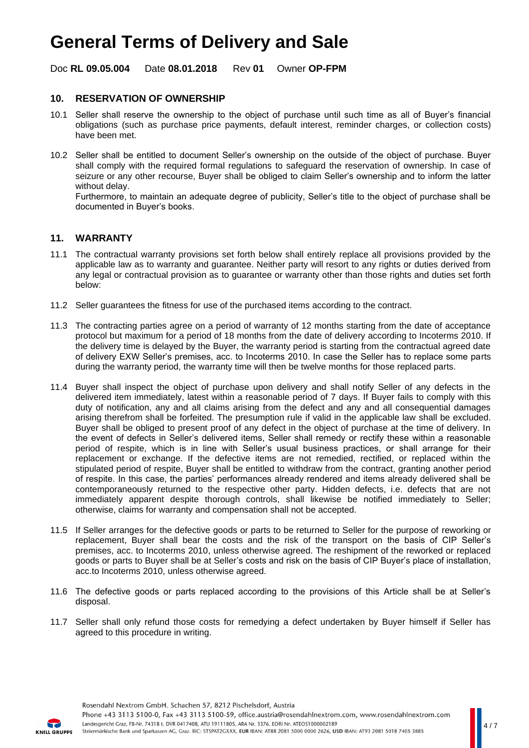# General Terms of Delivery and Sale

Doc **RL 09.05.004** Date **08.01.2018** Rev **01** Owner **OP-FPM**

## 10. RESERVATION OF OWNERSHIP

10.1 Seller shall reserve the ownership to the object of purchase until such time as all of Buyer's financial obligations (such as purchase price payments, default interest, reminder charges, or collection costs) have been met.

10.2 Seller shall be entitled to document Seller's ownership on the outside of the object of purchase. Buyer shall comply with the required formal regulations to safeguard the reservation of ownership. In case of seizure or any other recourse, Buyer shall be obliged to claim Seller's ownership and to inform the latter without delay.
Furthermore, to maintain an adequate degree of publicity, Seller's title to the object of purchase shall be documented in Buyer's books.

## 11. WARRANTY

11.1 The contractual warranty provisions set forth below shall entirely replace all provisions provided by the applicable law as to warranty and guarantee. Neither party will resort to any rights or duties derived from any legal or contractual provision as to guarantee or warranty other than those rights and duties set forth below:

11.2 Seller guarantees the fitness for use of the purchased items according to the contract.

11.3 The contracting parties agree on a period of warranty of 12 months starting from the date of acceptance protocol but maximum for a period of 18 months from the date of delivery according to Incoterms 2010. If the delivery time is delayed by the Buyer, the warranty period is starting from the contractual agreed date of delivery EXW Seller's premises, acc. to Incoterms 2010. In case the Seller has to replace some parts during the warranty period, the warranty time will then be twelve months for those replaced parts.

11.4 Buyer shall inspect the object of purchase upon delivery and shall notify Seller of any defects in the delivered item immediately, latest within a reasonable period of 7 days. If Buyer fails to comply with this duty of notification, any and all claims arising from the defect and any and all consequential damages arising therefrom shall be forfeited. The presumption rule if valid in the applicable law shall be excluded. Buyer shall be obliged to present proof of any defect in the object of purchase at the time of delivery. In the event of defects in Seller's delivered items, Seller shall remedy or rectify these within a reasonable period of respite, which is in line with Seller's usual business practices, or shall arrange for their replacement or exchange. If the defective items are not remedied, rectified, or replaced within the stipulated period of respite, Buyer shall be entitled to withdraw from the contract, granting another period of respite. In this case, the parties' performances already rendered and items already delivered shall be contemporaneously returned to the respective other party. Hidden defects, i.e. defects that are not immediately apparent despite thorough controls, shall likewise be notified immediately to Seller; otherwise, claims for warranty and compensation shall not be accepted.

11.5 If Seller arranges for the defective goods or parts to be returned to Seller for the purpose of reworking or replacement, Buyer shall bear the costs and the risk of the transport on the basis of CIP Seller's premises, acc. to Incoterms 2010, unless otherwise agreed. The reshipment of the reworked or replaced goods or parts to Buyer shall be at Seller's costs and risk on the basis of CIP Buyer's place of installation, acc.to Incoterms 2010, unless otherwise agreed.

11.6 The defective goods or parts replaced according to the provisions of this Article shall be at Seller's disposal.

11.7 Seller shall only refund those costs for remedying a defect undertaken by Buyer himself if Seller has agreed to this procedure in writing.

Rosendahl Nextrom GmbH. Schachen 57, 8212 Pischelsdorf, Austria
Phone +43 3113 5100-0, Fax +43 3113 5100-59, office.austria@rosendahlnextrom.com, www.rosendahlnextrom.com
Landesgericht Graz, FB-Nr. 74318 t. DVR 0417408, ATU 19111805, ARA Nr. 3376. EORI Nr. ATEOS1000002189
Steiermärkische Bank und Sparkassen AG, Graz. BIC: STSPAT2GXXX, **EUR** IBAN: AT88 2081 5000 0000 2626, **USD** IBAN: AT93 2081 5018 7405 3885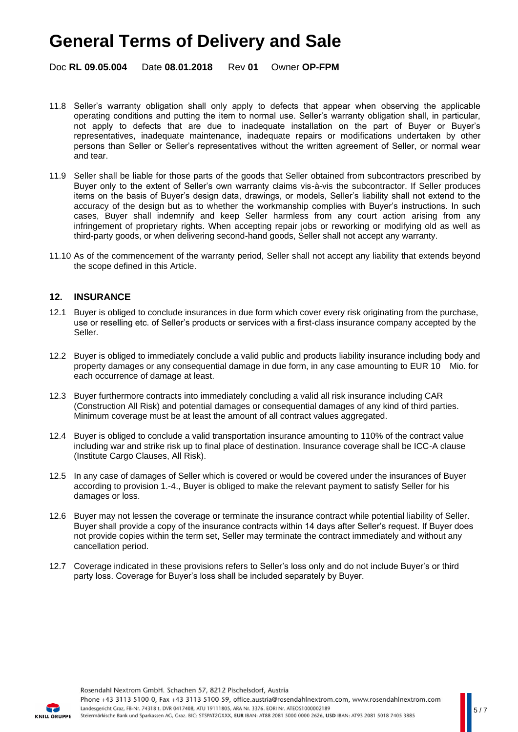11.8 Seller's warranty obligation shall only apply to defects that appear when observing the applicable operating conditions and putting the item to normal use. Seller's warranty obligation shall, in particular, not apply to defects that are due to inadequate installation on the part of Buyer or Buyer's representatives, inadequate maintenance, inadequate repairs or modifications undertaken by other persons than Seller or Seller's representatives without the written agreement of Seller, or normal wear and tear.

11.9 Seller shall be liable for those parts of the goods that Seller obtained from subcontractors prescribed by Buyer only to the extent of Seller's own warranty claims vis-à-vis the subcontractor. If Seller produces items on the basis of Buyer's design data, drawings, or models, Seller's liability shall not extend to the accuracy of the design but as to whether the workmanship complies with Buyer's instructions. In such cases, Buyer shall indemnify and keep Seller harmless from any court action arising from any infringement of proprietary rights. When accepting repair jobs or reworking or modifying old as well as third-party goods, or when delivering second-hand goods, Seller shall not accept any warranty.

11.10 As of the commencement of the warranty period, Seller shall not accept any liability that extends beyond the scope defined in this Article.

## 12. INSURANCE

12.1 Buyer is obliged to conclude insurances in due form which cover every risk originating from the purchase, use or reselling etc. of Seller's products or services with a first-class insurance company accepted by the Seller.

12.2 Buyer is obliged to immediately conclude a valid public and products liability insurance including body and property damages or any consequential damage in due form, in any case amounting to EUR 10 Mio. for each occurrence of damage at least.

12.3 Buyer furthermore contracts into immediately concluding a valid all risk insurance including CAR (Construction All Risk) and potential damages or consequential damages of any kind of third parties. Minimum coverage must be at least the amount of all contract values aggregated.

12.4 Buyer is obliged to conclude a valid transportation insurance amounting to 110% of the contract value including war and strike risk up to final place of destination. Insurance coverage shall be ICC-A clause (Institute Cargo Clauses, All Risk).

12.5 In any case of damages of Seller which is covered or would be covered under the insurances of Buyer according to provision 1.-4., Buyer is obliged to make the relevant payment to satisfy Seller for his damages or loss.

12.6 Buyer may not lessen the coverage or terminate the insurance contract while potential liability of Seller. Buyer shall provide a copy of the insurance contracts within 14 days after Seller's request. If Buyer does not provide copies within the term set, Seller may terminate the contract immediately and without any cancellation period.

12.7 Coverage indicated in these provisions refers to Seller's loss only and do not include Buyer's or third party loss. Coverage for Buyer's loss shall be included separately by Buyer.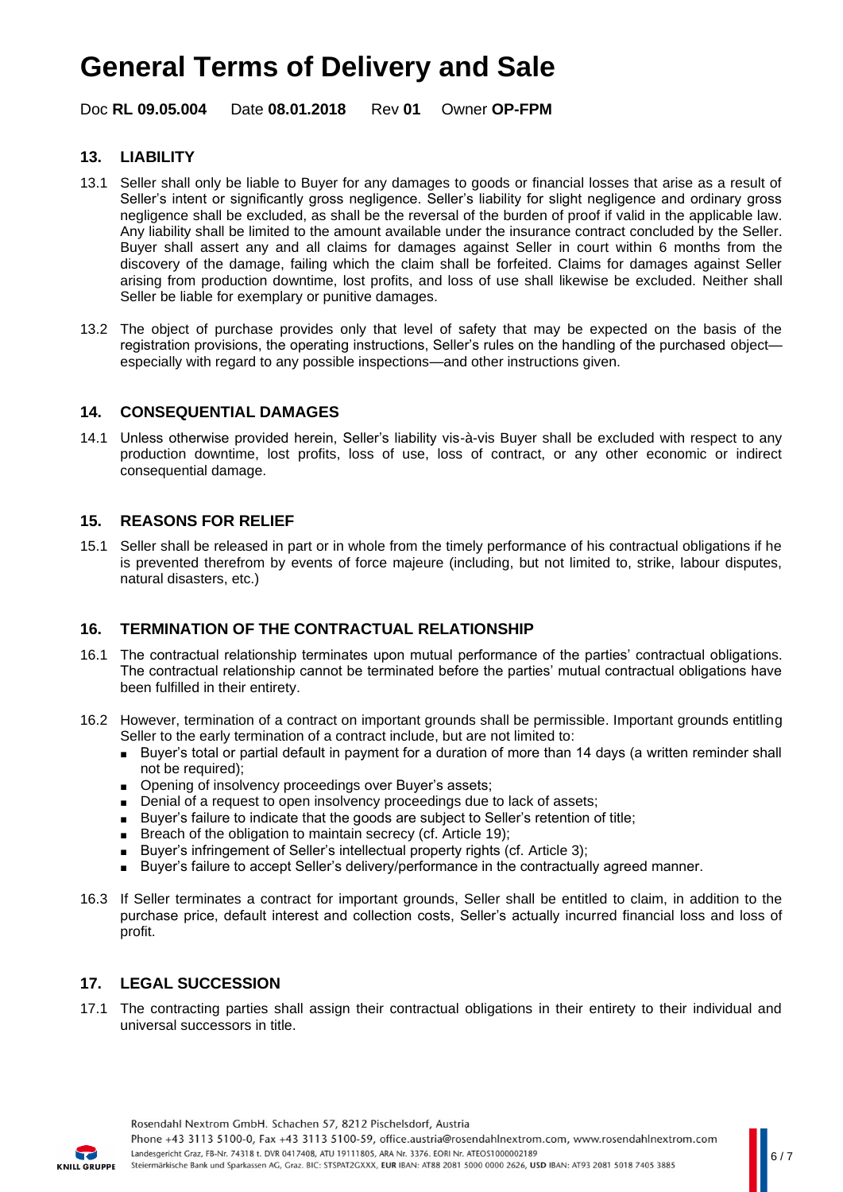## 13. LIABILITY

13.1 Seller shall only be liable to Buyer for any damages to goods or financial losses that arise as a result of Seller's intent or significantly gross negligence. Seller's liability for slight negligence and ordinary gross negligence shall be excluded, as shall be the reversal of the burden of proof if valid in the applicable law. Any liability shall be limited to the amount available under the insurance contract concluded by the Seller. Buyer shall assert any and all claims for damages against Seller in court within 6 months from the discovery of the damage, failing which the claim shall be forfeited. Claims for damages against Seller arising from production downtime, lost profits, and loss of use shall likewise be excluded. Neither shall Seller be liable for exemplary or punitive damages.

13.2 The object of purchase provides only that level of safety that may be expected on the basis of the registration provisions, the operating instructions, Seller's rules on the handling of the purchased object—especially with regard to any possible inspections—and other instructions given.

## 14. CONSEQUENTIAL DAMAGES

14.1 Unless otherwise provided herein, Seller's liability vis-à-vis Buyer shall be excluded with respect to any production downtime, lost profits, loss of use, loss of contract, or any other economic or indirect consequential damage.

## 15. REASONS FOR RELIEF

15.1 Seller shall be released in part or in whole from the timely performance of his contractual obligations if he is prevented therefrom by events of force majeure (including, but not limited to, strike, labour disputes, natural disasters, etc.)

## 16. TERMINATION OF THE CONTRACTUAL RELATIONSHIP

16.1 The contractual relationship terminates upon mutual performance of the parties' contractual obligations. The contractual relationship cannot be terminated before the parties' mutual contractual obligations have been fulfilled in their entirety.

16.2 However, termination of a contract on important grounds shall be permissible. Important grounds entitling Seller to the early termination of a contract include, but are not limited to:

- Buyer's total or partial default in payment for a duration of more than 14 days (a written reminder shall not be required);
- Opening of insolvency proceedings over Buyer's assets;
- Denial of a request to open insolvency proceedings due to lack of assets;
- Buyer's failure to indicate that the goods are subject to Seller's retention of title;
- Breach of the obligation to maintain secrecy (cf. Article 19);
- Buyer's infringement of Seller's intellectual property rights (cf. Article 3);
- Buyer's failure to accept Seller's delivery/performance in the contractually agreed manner.

16.3 If Seller terminates a contract for important grounds, Seller shall be entitled to claim, in addition to the purchase price, default interest and collection costs, Seller's actually incurred financial loss and loss of profit.

## 17. LEGAL SUCCESSION

17.1 The contracting parties shall assign their contractual obligations in their entirety to their individual and universal successors in title.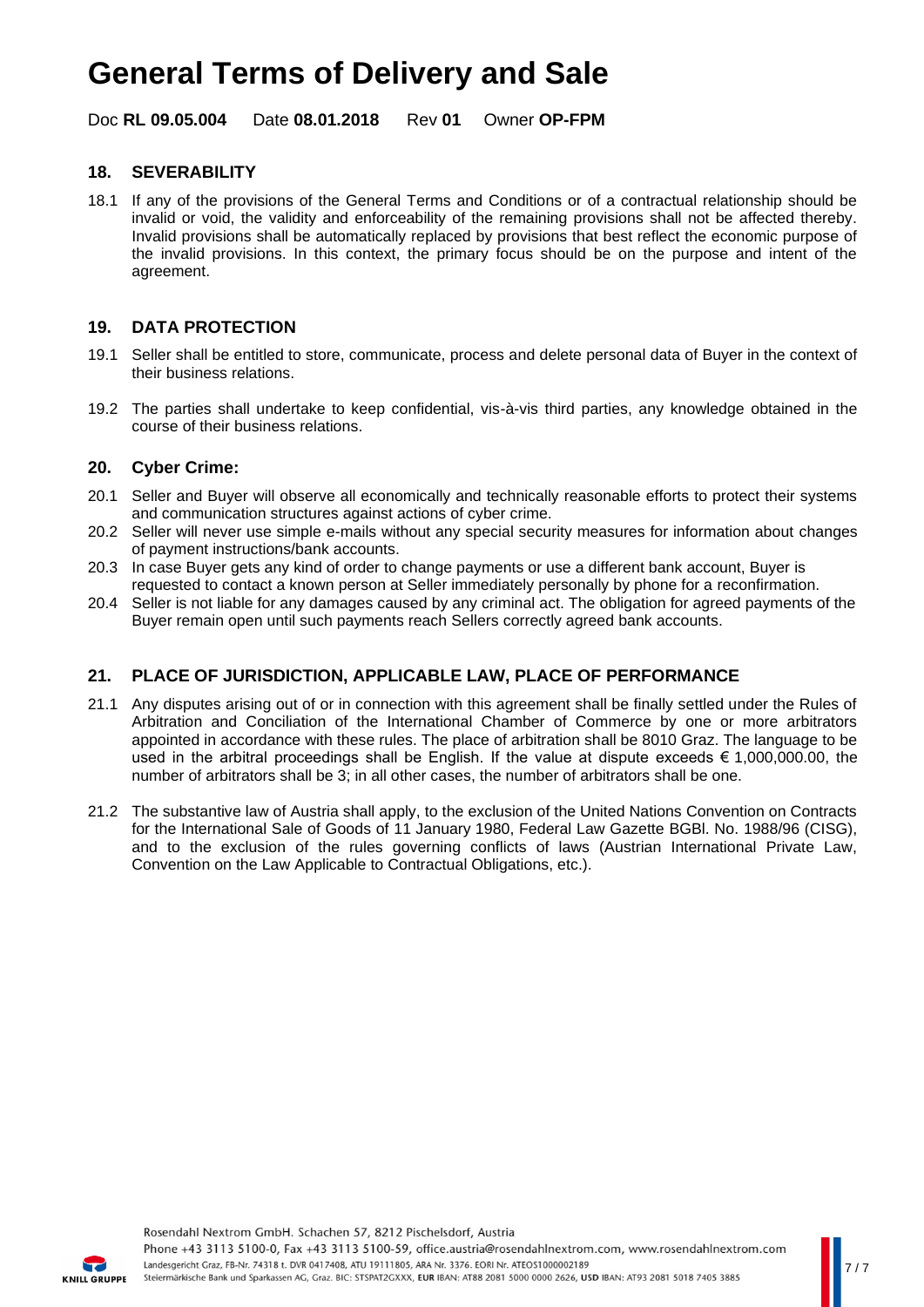## 18. SEVERABILITY

18.1 If any of the provisions of the General Terms and Conditions or of a contractual relationship should be invalid or void, the validity and enforceability of the remaining provisions shall not be affected thereby. Invalid provisions shall be automatically replaced by provisions that best reflect the economic purpose of the invalid provisions. In this context, the primary focus should be on the purpose and intent of the agreement.

## 19. DATA PROTECTION

19.1 Seller shall be entitled to store, communicate, process and delete personal data of Buyer in the context of their business relations.

19.2 The parties shall undertake to keep confidential, vis-à-vis third parties, any knowledge obtained in the course of their business relations.

## 20. Cyber Crime:

20.1 Seller and Buyer will observe all economically and technically reasonable efforts to protect their systems and communication structures against actions of cyber crime.

20.2 Seller will never use simple e-mails without any special security measures for information about changes of payment instructions/bank accounts.

20.3 In case Buyer gets any kind of order to change payments or use a different bank account, Buyer is requested to contact a known person at Seller immediately personally by phone for a reconfirmation.

20.4 Seller is not liable for any damages caused by any criminal act. The obligation for agreed payments of the Buyer remain open until such payments reach Sellers correctly agreed bank accounts.

## 21. PLACE OF JURISDICTION, APPLICABLE LAW, PLACE OF PERFORMANCE

21.1 Any disputes arising out of or in connection with this agreement shall be finally settled under the Rules of Arbitration and Conciliation of the International Chamber of Commerce by one or more arbitrators appointed in accordance with these rules. The place of arbitration shall be 8010 Graz. The language to be used in the arbitral proceedings shall be English. If the value at dispute exceeds € 1,000,000.00, the number of arbitrators shall be 3; in all other cases, the number of arbitrators shall be one.

21.2 The substantive law of Austria shall apply, to the exclusion of the United Nations Convention on Contracts for the International Sale of Goods of 11 January 1980, Federal Law Gazette BGBl. No. 1988/96 (CISG), and to the exclusion of the rules governing conflicts of laws (Austrian International Private Law, Convention on the Law Applicable to Contractual Obligations, etc.).